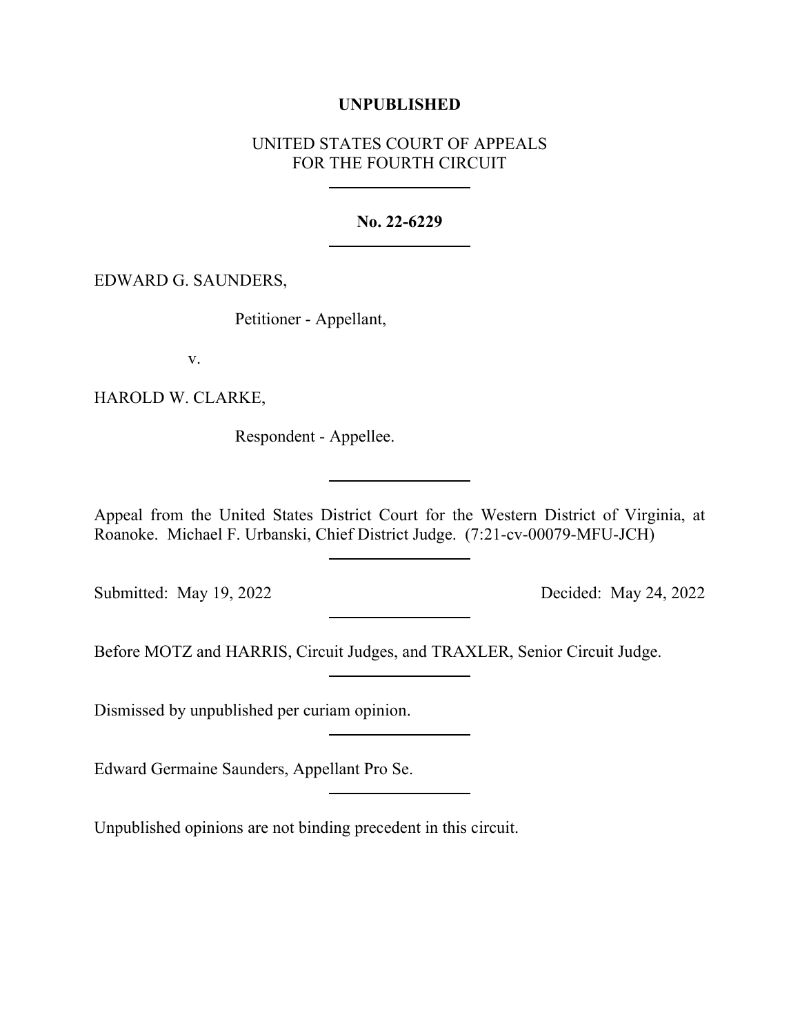**UNPUBLISHED**

UNITED STATES COURT OF APPEALS
FOR THE FOURTH CIRCUIT

---

**No. 22-6229**

---

EDWARD G. SAUNDERS,

Petitioner - Appellant,

v.

HAROLD W. CLARKE,

Respondent - Appellee.

---

Appeal from the United States District Court for the Western District of Virginia, at Roanoke. Michael F. Urbanski, Chief District Judge. (7:21-cv-00079-MFU-JCH)

---

Submitted: May 19, 2022 Decided: May 24, 2022

---

Before MOTZ and HARRIS, Circuit Judges, and TRAXLER, Senior Circuit Judge.

---

Dismissed by unpublished per curiam opinion.

---

Edward Germaine Saunders, Appellant Pro Se.

---

Unpublished opinions are not binding precedent in this circuit.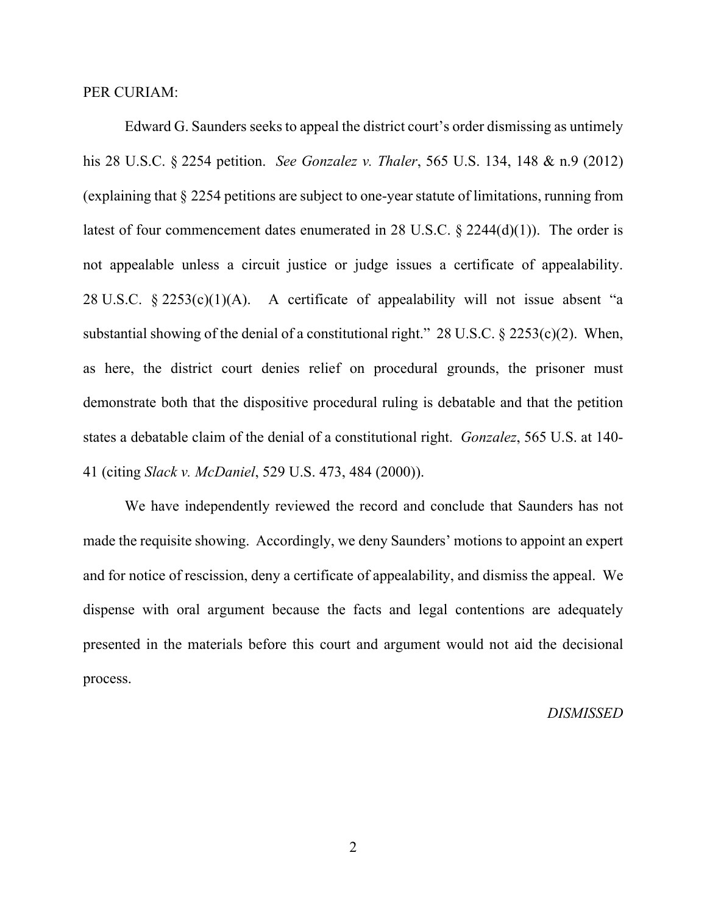PER CURIAM:

Edward G. Saunders seeks to appeal the district court's order dismissing as untimely his 28 U.S.C. § 2254 petition. *See Gonzalez v. Thaler*, 565 U.S. 134, 148 & n.9 (2012) (explaining that § 2254 petitions are subject to one-year statute of limitations, running from latest of four commencement dates enumerated in 28 U.S.C. § 2244(d)(1)). The order is not appealable unless a circuit justice or judge issues a certificate of appealability. 28 U.S.C. § 2253(c)(1)(A). A certificate of appealability will not issue absent "a substantial showing of the denial of a constitutional right." 28 U.S.C. § 2253(c)(2). When, as here, the district court denies relief on procedural grounds, the prisoner must demonstrate both that the dispositive procedural ruling is debatable and that the petition states a debatable claim of the denial of a constitutional right. *Gonzalez*, 565 U.S. at 140-41 (citing *Slack v. McDaniel*, 529 U.S. 473, 484 (2000)).

We have independently reviewed the record and conclude that Saunders has not made the requisite showing. Accordingly, we deny Saunders' motions to appoint an expert and for notice of rescission, deny a certificate of appealability, and dismiss the appeal. We dispense with oral argument because the facts and legal contentions are adequately presented in the materials before this court and argument would not aid the decisional process.

*DISMISSED*